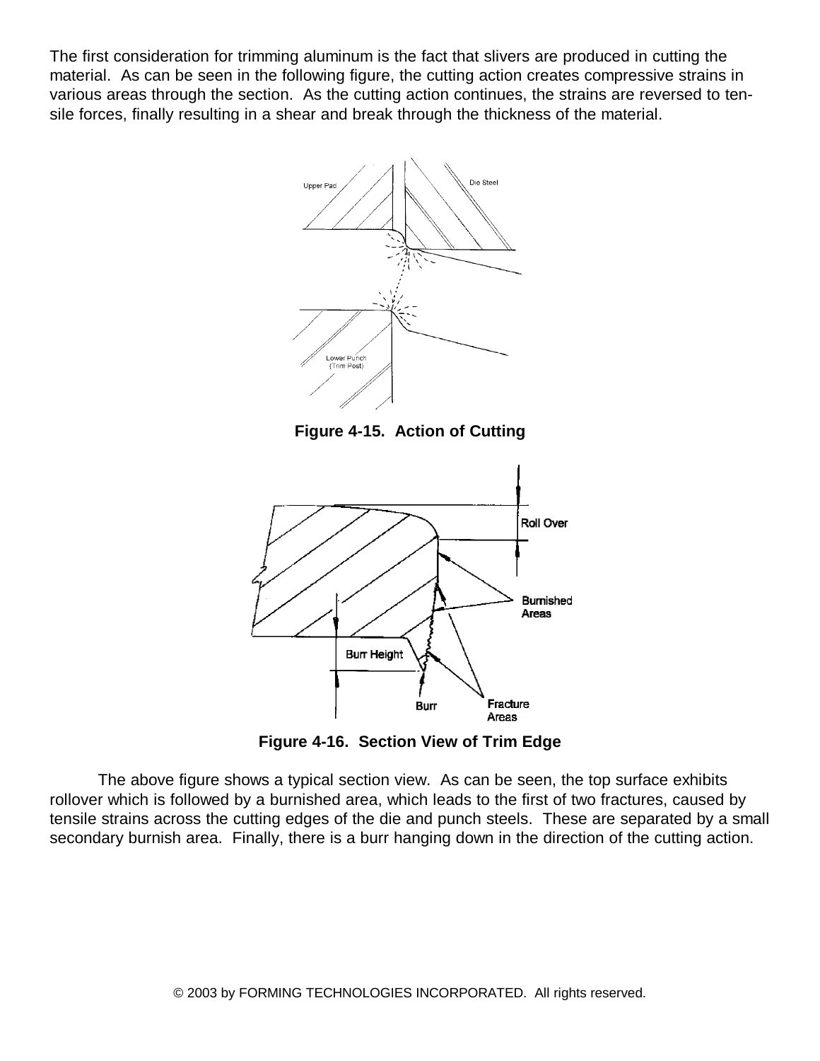The first consideration for trimming aluminum is the fact that slivers are produced in cutting the material. As can be seen in the following figure, the cutting action creates compressive strains in various areas through the section. As the cutting action continues, the strains are reversed to tensile forces, finally resulting in a shear and break through the thickness of the material.

Upper Pad

Die Steel

Lower Punch (Trim Post)

**Figure 4-15. Action of Cutting**

Roll Over

Burnished Areas

Burr Height

Burr

Fracture Areas

**Figure 4-16. Section View of Trim Edge**

The above figure shows a typical section view. As can be seen, the top surface exhibits rollover which is followed by a burnished area, which leads to the first of two fractures, caused by tensile strains across the cutting edges of the die and punch steels. These are separated by a small secondary burnish area. Finally, there is a burr hanging down in the direction of the cutting action.

© 2003 by FORMING TECHNOLOGIES INCORPORATED. All rights reserved.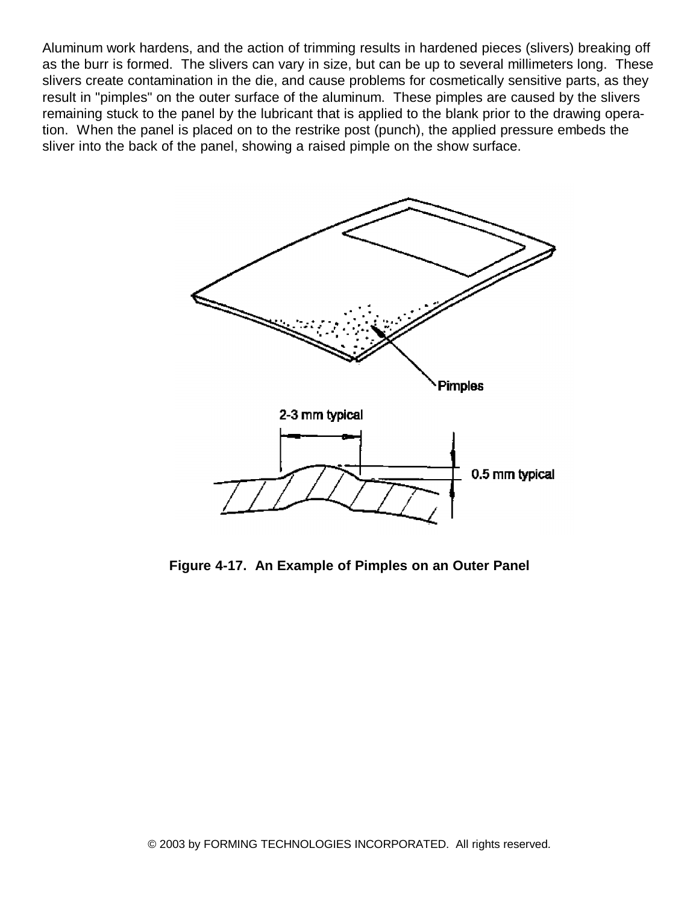Aluminum work hardens, and the action of trimming results in hardened pieces (slivers) breaking off as the burr is formed. The slivers can vary in size, but can be up to several millimeters long. These slivers create contamination in the die, and cause problems for cosmetically sensitive parts, as they result in "pimples" on the outer surface of the aluminum. These pimples are caused by the slivers remaining stuck to the panel by the lubricant that is applied to the blank prior to the drawing operation. When the panel is placed on to the restrike post (punch), the applied pressure embeds the sliver into the back of the panel, showing a raised pimple on the show surface.

Pimples

2-3 mm typical

0.5 mm typical

**Figure 4-17. An Example of Pimples on an Outer Panel**